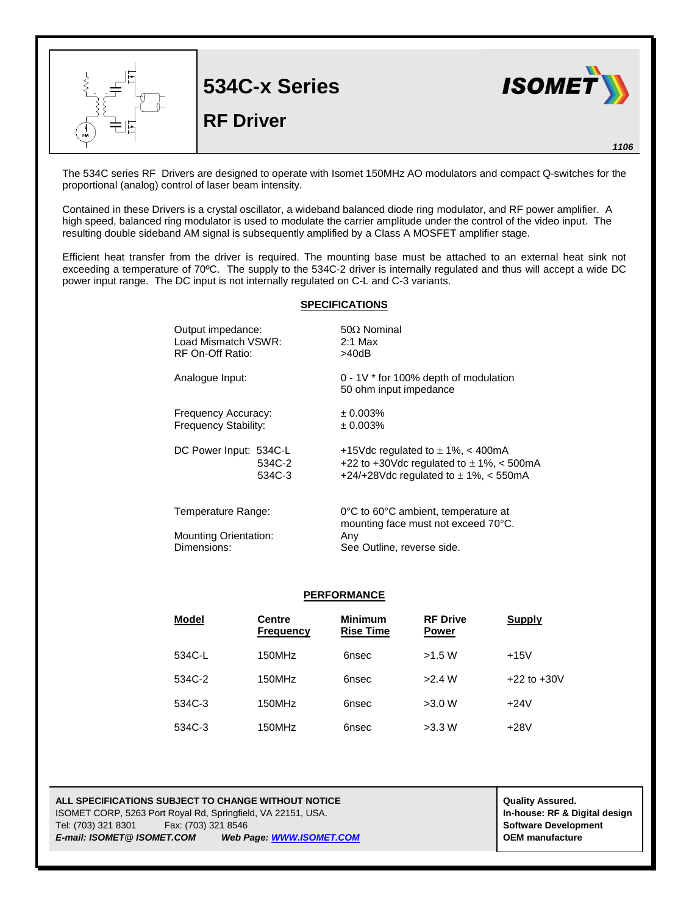# 534C-x Series

## RF Driver

1106

The 534C series RF Drivers are designed to operate with Isomet 150MHz AO modulators and compact Q-switches for the proportional (analog) control of laser beam intensity.

Contained in these Drivers is a crystal oscillator, a wideband balanced diode ring modulator, and RF power amplifier. A high speed, balanced ring modulator is used to modulate the carrier amplitude under the control of the video input. The resulting double sideband AM signal is subsequently amplified by a Class A MOSFET amplifier stage.

Efficient heat transfer from the driver is required. The mounting base must be attached to an external heat sink not exceeding a temperature of 70ºC. The supply to the 534C-2 driver is internally regulated and thus will accept a wide DC power input range. The DC input is not internally regulated on C-L and C-3 variants.

### SPECIFICATIONS

| | |
|---|---|
| Output impedance: | 50Ω Nominal |
| Load Mismatch VSWR: | 2:1 Max |
| RF On-Off Ratio: | >40dB |
| Analogue Input: | 0 - 1V * for 100% depth of modulation<br>50 ohm input impedance |
| Frequency Accuracy: | ± 0.003% |
| Frequency Stability: | ± 0.003% |
| DC Power Input: 534C-L | +15Vdc regulated to ± 1%, < 400mA |
| 534C-2 | +22 to +30Vdc regulated to ± 1%, < 500mA |
| 534C-3 | +24/+28Vdc regulated to ± 1%, < 550mA |
| Temperature Range: | 0°C to 60°C ambient, temperature at mounting face must not exceed 70°C. |
| Mounting Orientation: | Any |
| Dimensions: | See Outline, reverse side. |

### PERFORMANCE

| Model | Centre Frequency | Minimum Rise Time | RF Drive Power | Supply |
|---|---|---|---|---|
| 534C-L | 150MHz | 6nsec | >1.5 W | +15V |
| 534C-2 | 150MHz | 6nsec | >2.4 W | +22 to +30V |
| 534C-3 | 150MHz | 6nsec | >3.0 W | +24V |
| 534C-3 | 150MHz | 6nsec | >3.3 W | +28V |

**ALL SPECIFICATIONS SUBJECT TO CHANGE WITHOUT NOTICE**
ISOMET CORP, 5263 Port Royal Rd, Springfield, VA 22151, USA.
Tel: (703) 321 8301 Fax: (703) 321 8546
***E-mail: ISOMET@ ISOMET.COM*** ***Web Page: WWW.ISOMET.COM***

**Quality Assured.**
**In-house: RF & Digital design**
**Software Development**
**OEM manufacture**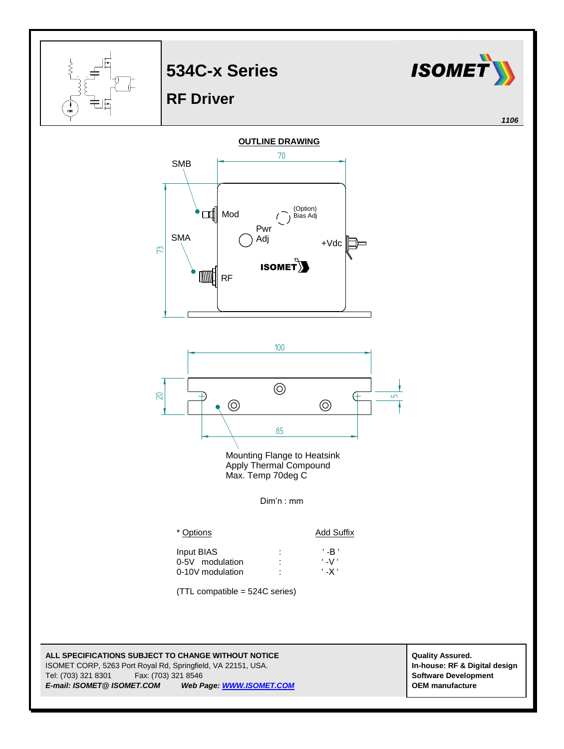# 534C-x Series

## RF Driver

1106

**OUTLINE DRAWING**

70

SMB

Mod

(Option) Bias Adj

Pwr Adj

SMA

+Vdc

73

ISOMET

RF

100

20

5

85

Mounting Flange to Heatsink
Apply Thermal Compound
Max. Temp 70deg C

Dim'n : mm

| * Options | | Add Suffix |
|---|---|---|
| Input BIAS | : | ' -B ' |
| 0-5V modulation | : | ' -V ' |
| 0-10V modulation | : | ' -X ' |

(TTL compatible = 524C series)

**ALL SPECIFICATIONS SUBJECT TO CHANGE WITHOUT NOTICE**
ISOMET CORP, 5263 Port Royal Rd, Springfield, VA 22151, USA.
Tel: (703) 321 8301 Fax: (703) 321 8546
***E-mail: ISOMET@ ISOMET.COM*** ***Web Page: WWW.ISOMET.COM***

**Quality Assured.**
**In-house: RF & Digital design**
**Software Development**
**OEM manufacture**